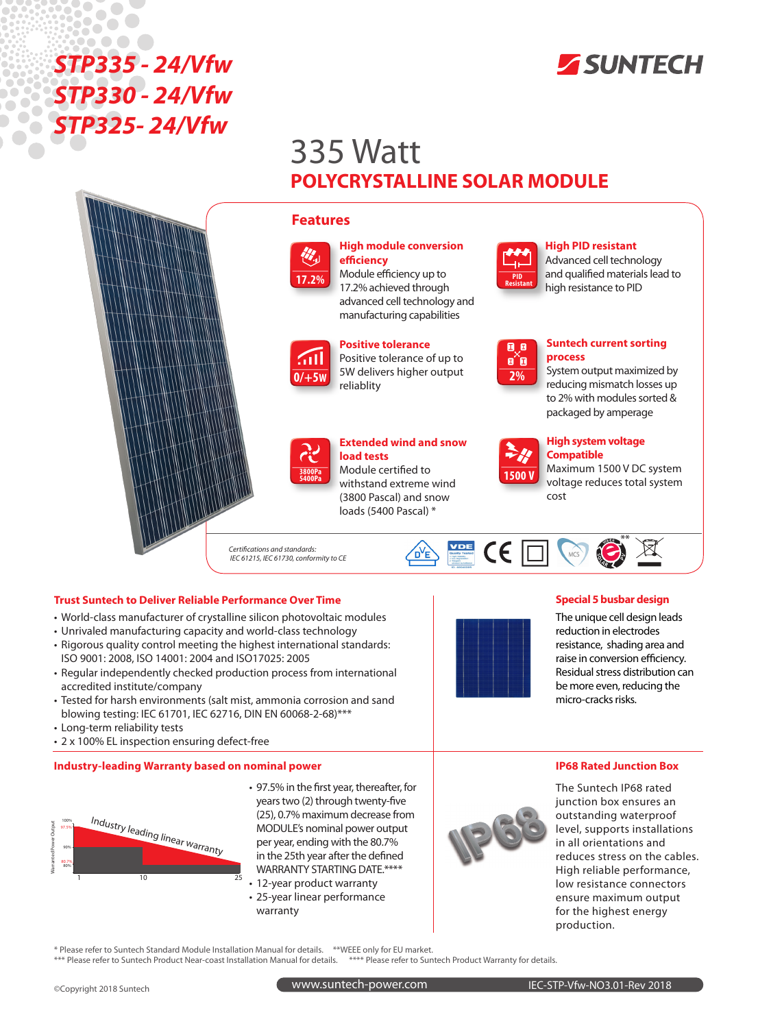# STP335 - 24/Vfw
# STP330 - 24/Vfw
# STP325- 24/Vfw

SUNTECH

## 335 Watt
## POLYCRYSTALLINE SOLAR MODULE

### Features

17.2%

**High module conversion efficiency**
Module efficiency up to 17.2% achieved through advanced cell technology and manufacturing capabilities

PID Resistant

**High PID resistant**
Advanced cell technology and qualified materials lead to high resistance to PID

0/+5W

**Positive tolerance**
Positive tolerance of up to 5W delivers higher output reliablity

2%

**Suntech current sorting process**
System output maximized by reducing mismatch losses up to 2% with modules sorted & packaged by amperage

3800Pa 5400Pa

**Extended wind and snow load tests**
Module certified to withstand extreme wind (3800 Pascal) and snow loads (5400 Pascal) *

1500 V

**High system voltage Compatible**
Maximum 1500 V DC system voltage reduces total system cost

*Certifications and standards:*
*IEC 61215, IEC 61730, conformity to CE*

**

### Trust Suntech to Deliver Reliable Performance Over Time

- World-class manufacturer of crystalline silicon photovoltaic modules
- Unrivaled manufacturing capacity and world-class technology
- Rigorous quality control meeting the highest international standards: ISO 9001: 2008, ISO 14001: 2004 and ISO17025: 2005
- Regular independently checked production process from international accredited institute/company
- Tested for harsh environments (salt mist, ammonia corrosion and sand blowing testing: IEC 61701, IEC 62716, DIN EN 60068-2-68)***
- Long-term reliability tests
- 2 x 100% EL inspection ensuring defect-free

### Special 5 busbar design

The unique cell design leads reduction in electrodes resistance, shading area and raise in conversion efficiency. Residual stress distribution can be more even, reducing the micro-cracks risks.

### Industry-leading Warranty based on nominal power

Industry leading linear warranty

Warranted Power Output: 100%, 97.5%, 90%, 80.7%, 80% — Years: 1, 10, 25

- 97.5% in the first year, thereafter, for years two (2) through twenty-five (25), 0.7% maximum decrease from MODULE's nominal power output per year, ending with the 80.7% in the 25th year after the defined WARRANTY STARTING DATE.****
- 12-year product warranty
- 25-year linear performance warranty

### IP68 Rated Junction Box

The Suntech IP68 rated junction box ensures an outstanding waterproof level, supports installations in all orientations and reduces stress on the cables. High reliable performance, low resistance connectors ensure maximum output for the highest energy production.

\* Please refer to Suntech Standard Module Installation Manual for details. **WEEE only for EU market.
*** Please refer to Suntech Product Near-coast Installation Manual for details. **** Please refer to Suntech Product Warranty for details.

©Copyright 2018 Suntech www.suntech-power.com IEC-STP-Vfw-NO3.01-Rev 2018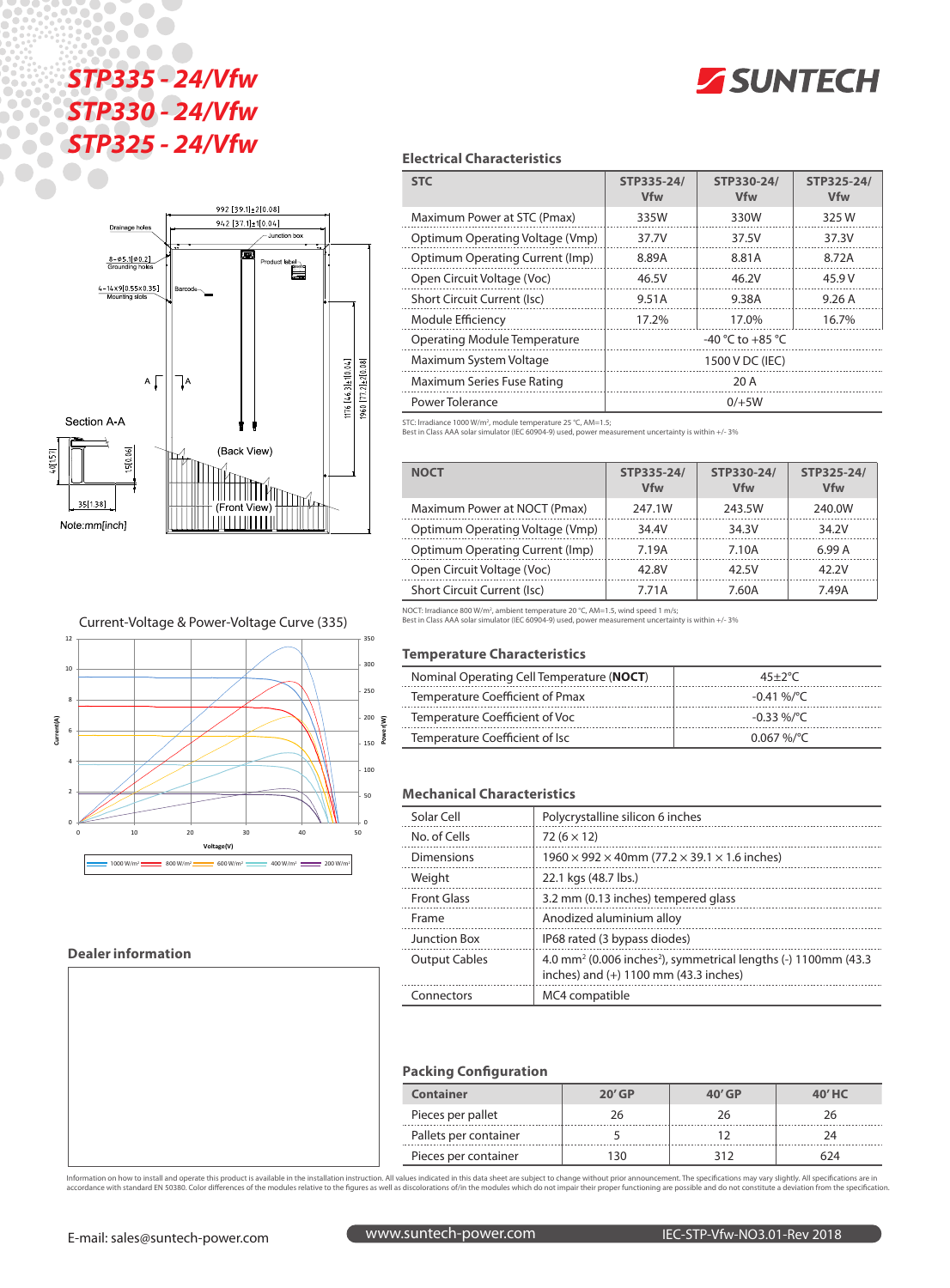# STP335 - 24/Vfw
# STP330 - 24/Vfw
# STP325 - 24/Vfw

SUNTECH

992 [39.1]±2[0.08]
942 [37.1]±1[0.04]
Drainage holes
Junction box
8-ø5.1[ø0.2] Grounding holes
Product label
4-14x9[0.55x0.35] Mounting slots
Barcode
A A
1176 [46.3]±1[0.04]
1960 [77.2]±2[0.08]
Section A-A
40[1.57]
15[0.06]
35[1.38]
(Back View)
(Front View)
Note:mm[inch]

## Electrical Characteristics

| STC | STP335-24/ Vfw | STP330-24/ Vfw | STP325-24/ Vfw |
|---|---|---|---|
| Maximum Power at STC (Pmax) | 335W | 330W | 325 W |
| Optimum Operating Voltage (Vmp) | 37.7V | 37.5V | 37.3V |
| Optimum Operating Current (Imp) | 8.89A | 8.81A | 8.72A |
| Open Circuit Voltage (Voc) | 46.5V | 46.2V | 45.9 V |
| Short Circuit Current (Isc) | 9.51A | 9.38A | 9.26 A |
| Module Efficiency | 17.2% | 17.0% | 16.7% |
| Operating Module Temperature | -40 °C to +85 °C | | |
| Maximum System Voltage | 1500 V DC (IEC) | | |
| Maximum Series Fuse Rating | 20 A | | |
| Power Tolerance | 0/+5W | | |

STC: Irradiance 1000 W/m², module temperature 25 °C, AM=1.5;
Best in Class AAA solar simulator (IEC 60904-9) used, power measurement uncertainty is within +/- 3%

| NOCT | STP335-24/ Vfw | STP330-24/ Vfw | STP325-24/ Vfw |
|---|---|---|---|
| Maximum Power at NOCT (Pmax) | 247.1W | 243.5W | 240.0W |
| Optimum Operating Voltage (Vmp) | 34.4V | 34.3V | 34.2V |
| Optimum Operating Current (Imp) | 7.19A | 7.10A | 6.99 A |
| Open Circuit Voltage (Voc) | 42.8V | 42.5V | 42.2V |
| Short Circuit Current (Isc) | 7.71A | 7.60A | 7.49A |

NOCT: Irradiance 800 W/m², ambient temperature 20 °C, AM=1.5, wind speed 1 m/s;
Best in Class AAA solar simulator (IEC 60904-9) used, power measurement uncertainty is within +/- 3%

## Current-Voltage & Power-Voltage Curve (335)

Current(A)
Power(W)
Voltage(V)
0 10 20 30 40 50
0 2 4 6 8 10 12
0 50 100 150 200 250 300 350
1000 W/m² 800 W/m² 600 W/m² 400 W/m² 200 W/m²

## Temperature Characteristics

| | |
|---|---|
| Nominal Operating Cell Temperature (**NOCT**) | 45±2°C |
| Temperature Coefficient of Pmax | -0.41 %/°C |
| Temperature Coefficient of Voc | -0.33 %/°C |
| Temperature Coefficient of Isc | 0.067 %/°C |

## Mechanical Characteristics

| | |
|---|---|
| Solar Cell | Polycrystalline silicon 6 inches |
| No. of Cells | 72 (6 × 12) |
| Dimensions | 1960 × 992 × 40mm (77.2 × 39.1 × 1.6 inches) |
| Weight | 22.1 kgs (48.7 lbs.) |
| Front Glass | 3.2 mm (0.13 inches) tempered glass |
| Frame | Anodized aluminium alloy |
| Junction Box | IP68 rated (3 bypass diodes) |
| Output Cables | 4.0 mm² (0.006 inches²), symmetrical lengths (-) 1100mm (43.3 inches) and (+) 1100 mm (43.3 inches) |
| Connectors | MC4 compatible |

## Dealer information

## Packing Configuration

| Container | 20' GP | 40' GP | 40' HC |
|---|---|---|---|
| Pieces per pallet | 26 | 26 | 26 |
| Pallets per container | 5 | 12 | 24 |
| Pieces per container | 130 | 312 | 624 |

Information on how to install and operate this product is available in the installation instruction. All values indicated in this data sheet are subject to change without prior announcement. The specifications may vary slightly. All specifications are in accordance with standard EN 50380. Color differences of the modules relative to the figures as well as discolorations of/in the modules which do not impair their proper functioning are possible and do not constitute a deviation from the specification.

E-mail: sales@suntech-power.com www.suntech-power.com IEC-STP-Vfw-NO3.01-Rev 2018